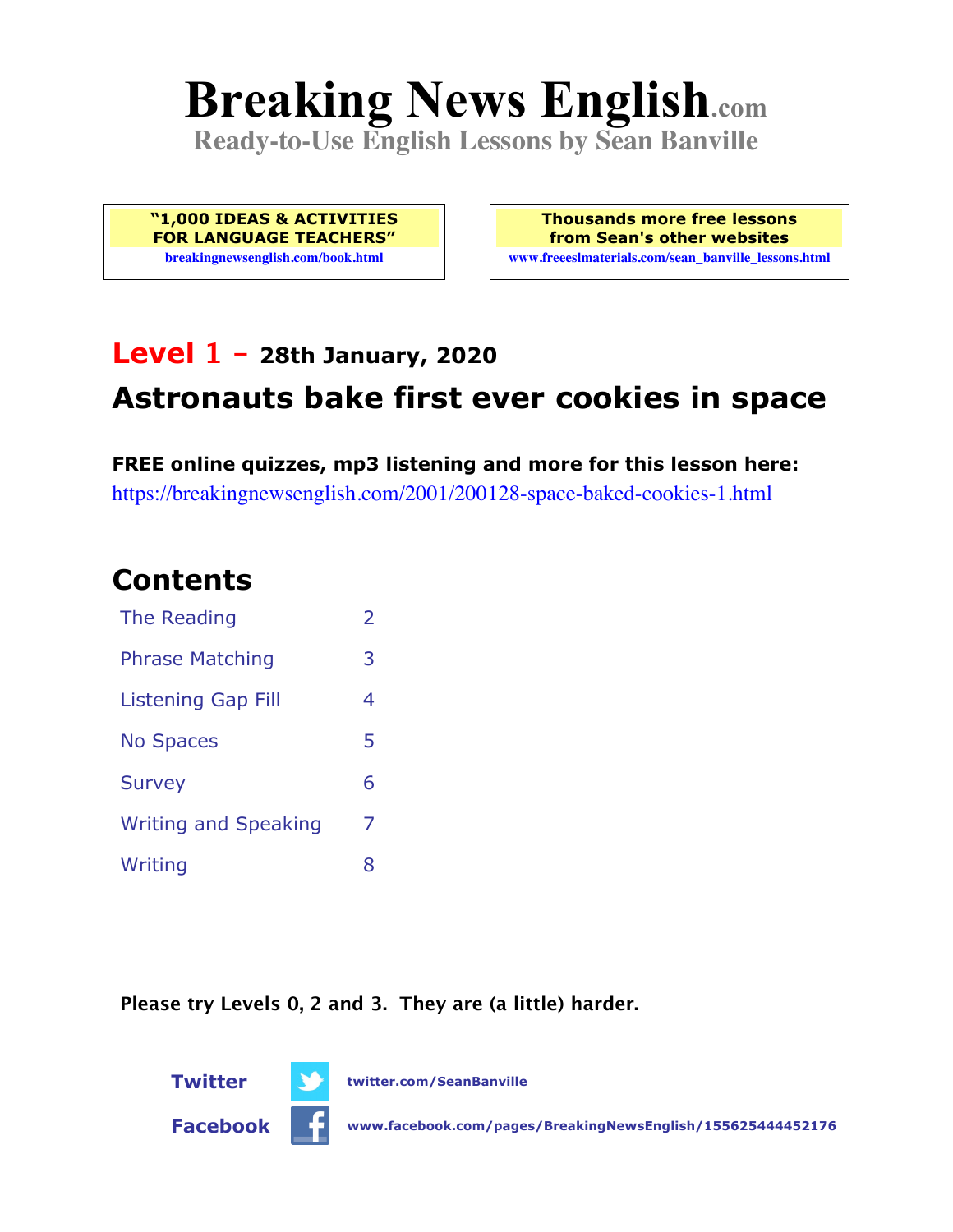# Breaking News English.com

**Ready-to-Use English Lessons by Sean Banville**

**"1,000 IDEAS & ACTIVITIES FOR LANGUAGE TEACHERS"**
breakingnewsenglish.com/book.html

**Thousands more free lessons from Sean's other websites**
www.freeeslmaterials.com/sean_banville_lessons.html

## Level 1 - 28th January, 2020

## Astronauts bake first ever cookies in space

**FREE online quizzes, mp3 listening and more for this lesson here:**
https://breakingnewsenglish.com/2001/200128-space-baked-cookies-1.html

## Contents

| | |
|---|---|
| The Reading | 2 |
| Phrase Matching | 3 |
| Listening Gap Fill | 4 |
| No Spaces | 5 |
| Survey | 6 |
| Writing and Speaking | 7 |
| Writing | 8 |

**Please try Levels 0, 2 and 3. They are (a little) harder.**

**Twitter** twitter.com/SeanBanville

**Facebook** www.facebook.com/pages/BreakingNewsEnglish/155625444452176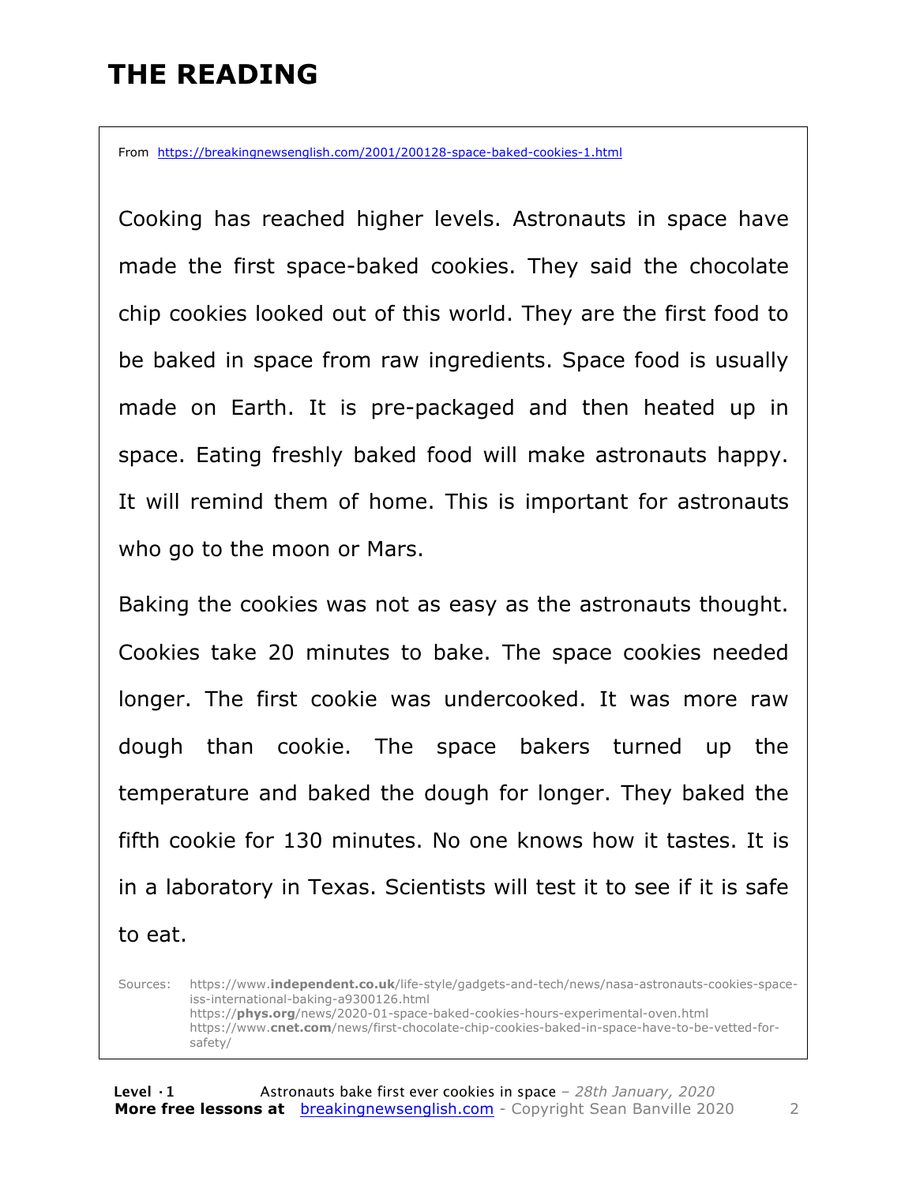# THE READING

From https://breakingnewsenglish.com/2001/200128-space-baked-cookies-1.html

Cooking has reached higher levels. Astronauts in space have made the first space-baked cookies. They said the chocolate chip cookies looked out of this world. They are the first food to be baked in space from raw ingredients. Space food is usually made on Earth. It is pre-packaged and then heated up in space. Eating freshly baked food will make astronauts happy. It will remind them of home. This is important for astronauts who go to the moon or Mars.

Baking the cookies was not as easy as the astronauts thought. Cookies take 20 minutes to bake. The space cookies needed longer. The first cookie was undercooked. It was more raw dough than cookie. The space bakers turned up the temperature and baked the dough for longer. They baked the fifth cookie for 130 minutes. No one knows how it tastes. It is in a laboratory in Texas. Scientists will test it to see if it is safe to eat.

Sources: https://www.**independent.co.uk**/life-style/gadgets-and-tech/news/nasa-astronauts-cookies-space-iss-international-baking-a9300126.html
https://**phys.org**/news/2020-01-space-baked-cookies-hours-experimental-oven.html
https://www.**cnet.com**/news/first-chocolate-chip-cookies-baked-in-space-have-to-be-vetted-for-safety/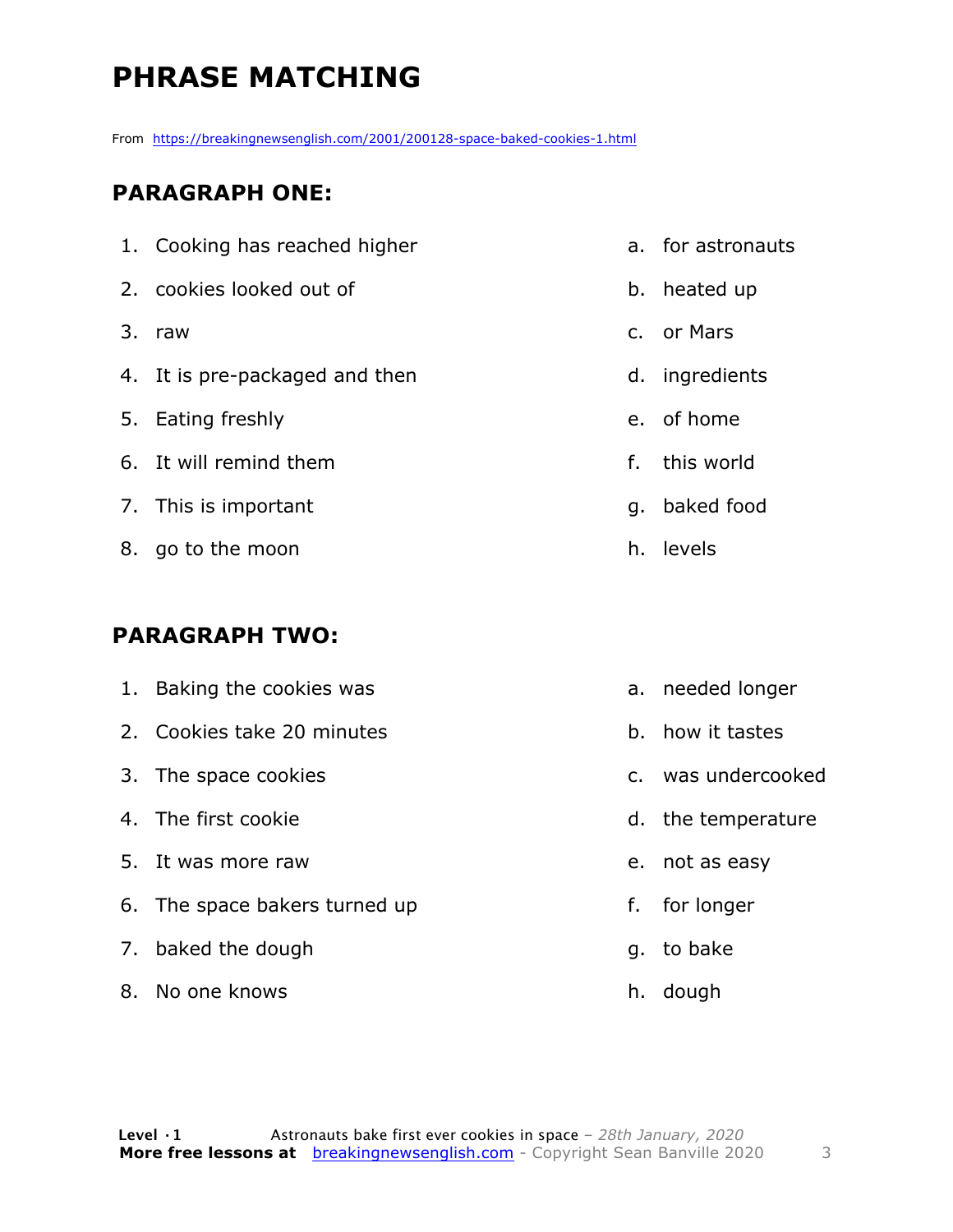# PHRASE MATCHING

From https://breakingnewsenglish.com/2001/200128-space-baked-cookies-1.html

## PARAGRAPH ONE:

1. Cooking has reached higher
2. cookies looked out of
3. raw
4. It is pre-packaged and then
5. Eating freshly
6. It will remind them
7. This is important
8. go to the moon

a. for astronauts
b. heated up
c. or Mars
d. ingredients
e. of home
f. this world
g. baked food
h. levels

## PARAGRAPH TWO:

1. Baking the cookies was
2. Cookies take 20 minutes
3. The space cookies
4. The first cookie
5. It was more raw
6. The space bakers turned up
7. baked the dough
8. No one knows

a. needed longer
b. how it tastes
c. was undercooked
d. the temperature
e. not as easy
f. for longer
g. to bake
h. dough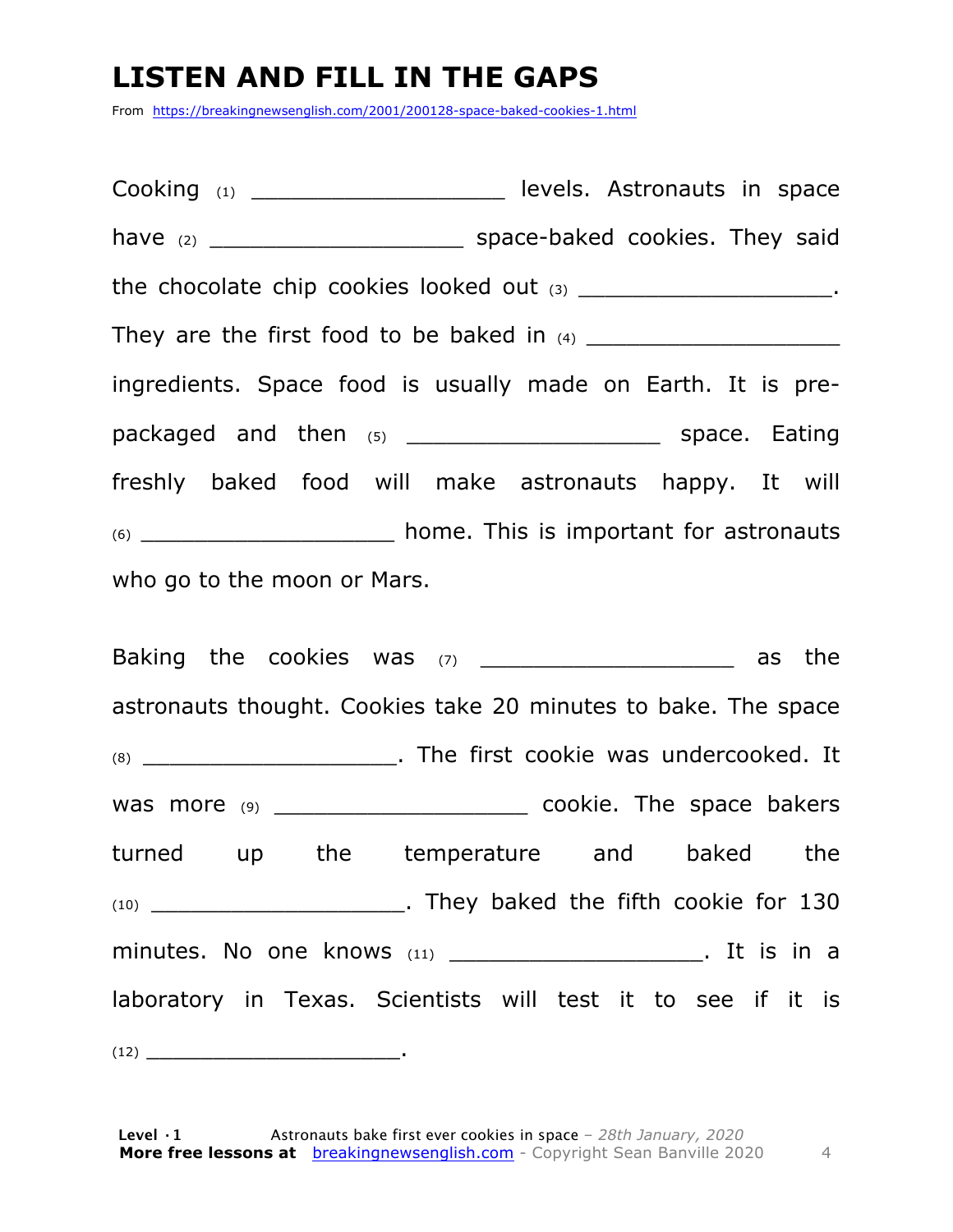# LISTEN AND FILL IN THE GAPS

From https://breakingnewsenglish.com/2001/200128-space-baked-cookies-1.html

Cooking (1) ___________________ levels. Astronauts in space have (2) ___________________ space-baked cookies. They said the chocolate chip cookies looked out (3) ___________________. They are the first food to be baked in (4) ___________________ ingredients. Space food is usually made on Earth. It is pre-packaged and then (5) ___________________ space. Eating freshly baked food will make astronauts happy. It will (6) ___________________ home. This is important for astronauts who go to the moon or Mars.

Baking the cookies was (7) ___________________ as the astronauts thought. Cookies take 20 minutes to bake. The space (8) ___________________. The first cookie was undercooked. It was more (9) ___________________ cookie. The space bakers turned up the temperature and baked the (10) ___________________. They baked the fifth cookie for 130 minutes. No one knows (11) ___________________. It is in a laboratory in Texas. Scientists will test it to see if it is (12) _______________________.

**Level · 1** Astronauts bake first ever cookies in space – *28th January, 2020*
**More free lessons at** breakingnewsenglish.com - Copyright Sean Banville 2020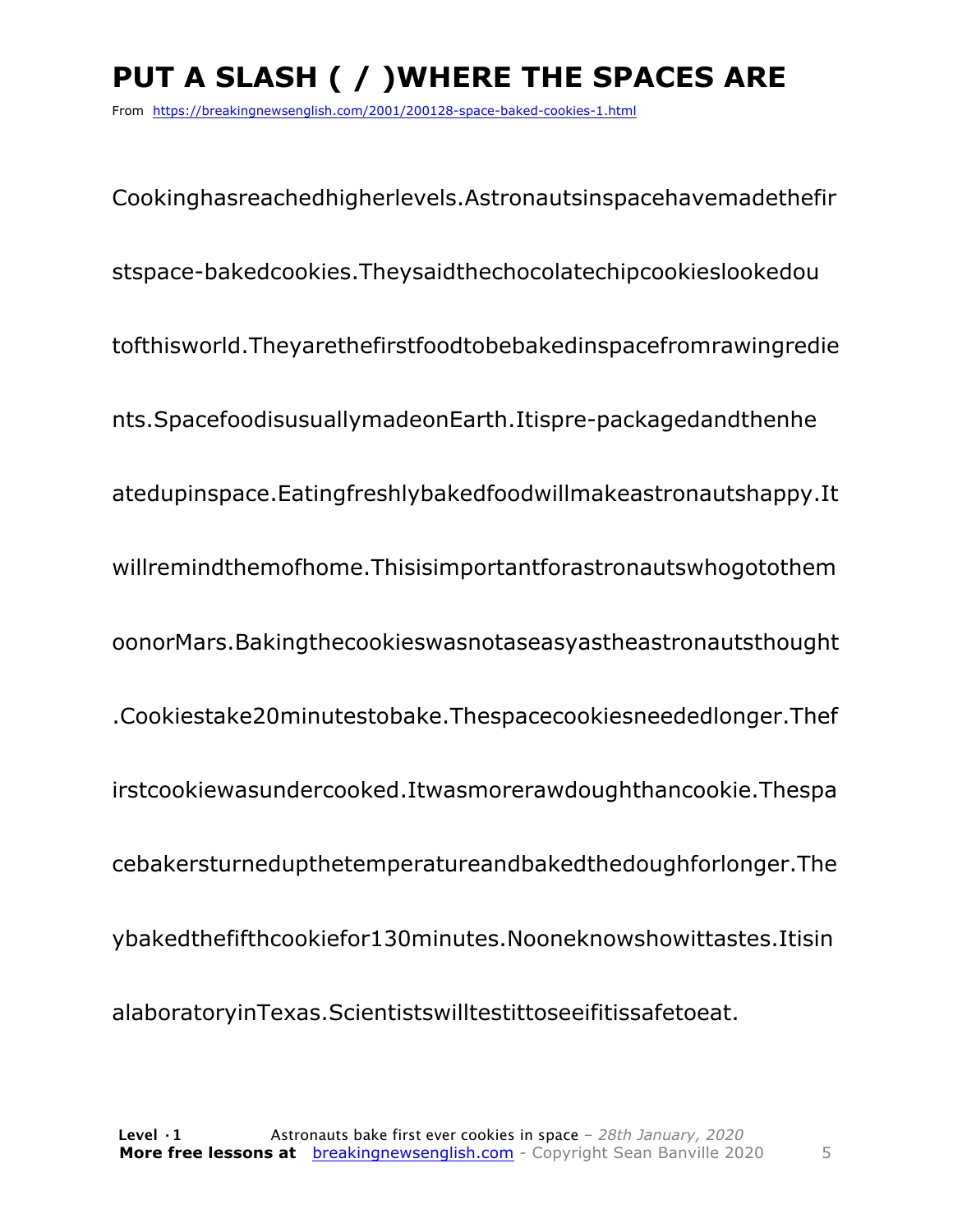# PUT A SLASH ( / )WHERE THE SPACES ARE

From https://breakingnewsenglish.com/2001/200128-space-baked-cookies-1.html

Cookinghasreachedhigherlevels.Astronautsinspacehavemadethefir

stspace-bakedcookies.Theysaidthechocolatechipcookieslookedou

tofthisworld.Theyarethefirstfoodtobebakedinspacefromrawingredie

nts.SpacefoodisusuallymadeonEarth.Itispre-packagedandthenhe

atedupinspace.Eatingfreshlybakedfoodwillmakeastronautshappy.It

willremindthemofhome.Thisisimportantforastronautswhogotothem

oonorMars.Bakingthecookieswasnotaseasyastheastronautsthought

.Cookiestake20minutestobake.Thespacecookiesneededlonger.Thef

irstcookiewasundercooked.Itwasmorerawdoughthancookie.Thespa

cebakersturnedupthetemperatureandbakedthedoughforlonger.The

ybakedthefifthcookiefor130minutes.Nooneknowshowittastes.Itisin

alaboratoryinTexas.Scientistswilltestittoseeifitissafetoeat.

**Level · 1** Astronauts bake first ever cookies in space – *28th January, 2020*
**More free lessons at** breakingnewsenglish.com - Copyright Sean Banville 2020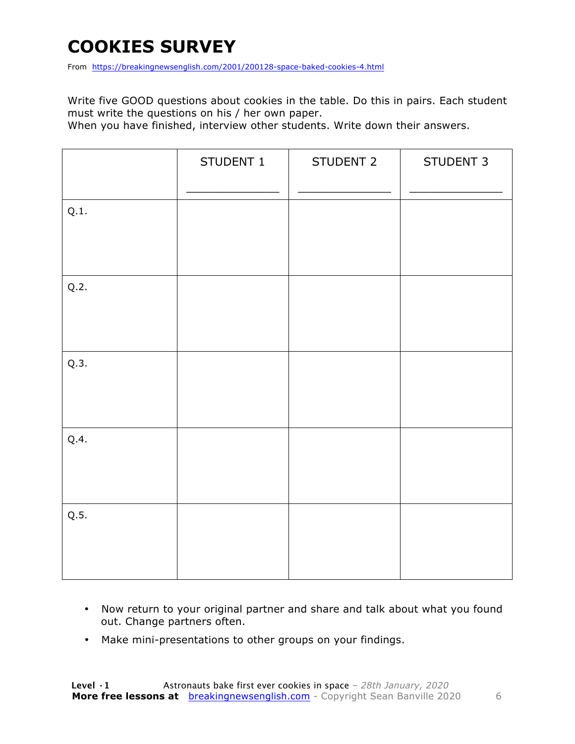# COOKIES SURVEY

From https://breakingnewsenglish.com/2001/200128-space-baked-cookies-4.html

Write five GOOD questions about cookies in the table. Do this in pairs. Each student must write the questions on his / her own paper.
When you have finished, interview other students. Write down their answers.

| | STUDENT 1<br>_______________ | STUDENT 2<br>_______________ | STUDENT 3<br>_______________ |
|---|---|---|---|
| Q.1. | | | |
| Q.2. | | | |
| Q.3. | | | |
| Q.4. | | | |
| Q.5. | | | |

- Now return to your original partner and share and talk about what you found out. Change partners often.
- Make mini-presentations to other groups on your findings.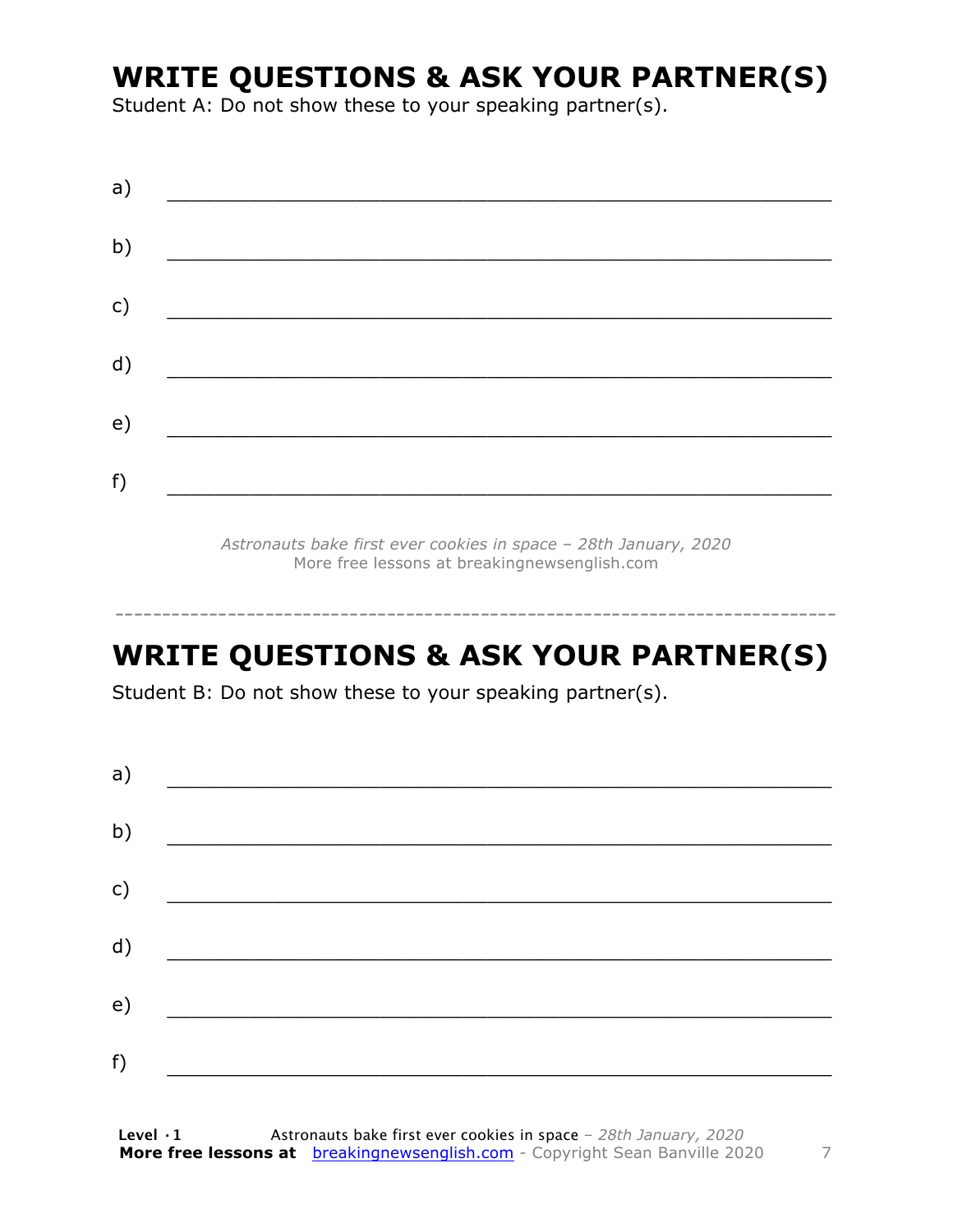## WRITE QUESTIONS & ASK YOUR PARTNER(S)

Student A: Do not show these to your speaking partner(s).

a) ___________________________________________________________

b) ___________________________________________________________

c) ___________________________________________________________

d) ___________________________________________________________

e) ___________________________________________________________

f) ___________________________________________________________

*Astronauts bake first ever cookies in space – 28th January, 2020*
More free lessons at breakingnewsenglish.com

---

## WRITE QUESTIONS & ASK YOUR PARTNER(S)

Student B: Do not show these to your speaking partner(s).

a) ___________________________________________________________

b) ___________________________________________________________

c) ___________________________________________________________

d) ___________________________________________________________

e) ___________________________________________________________

f) ___________________________________________________________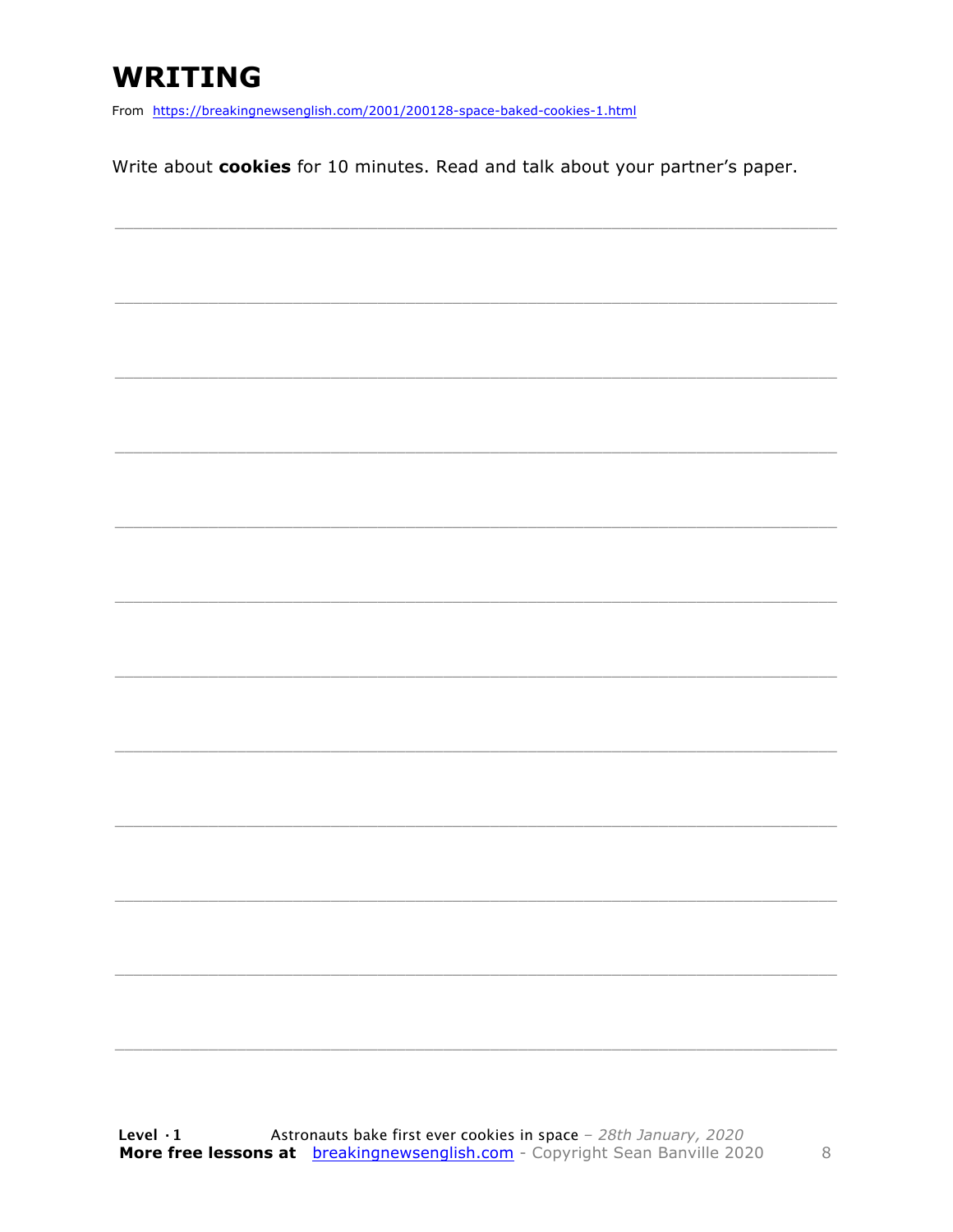# WRITING

From https://breakingnewsenglish.com/2001/200128-space-baked-cookies-1.html

Write about **cookies** for 10 minutes. Read and talk about your partner's paper.

___________________________________________________________________________

___________________________________________________________________________

___________________________________________________________________________

___________________________________________________________________________

___________________________________________________________________________

___________________________________________________________________________

___________________________________________________________________________

___________________________________________________________________________

___________________________________________________________________________

___________________________________________________________________________

___________________________________________________________________________

___________________________________________________________________________